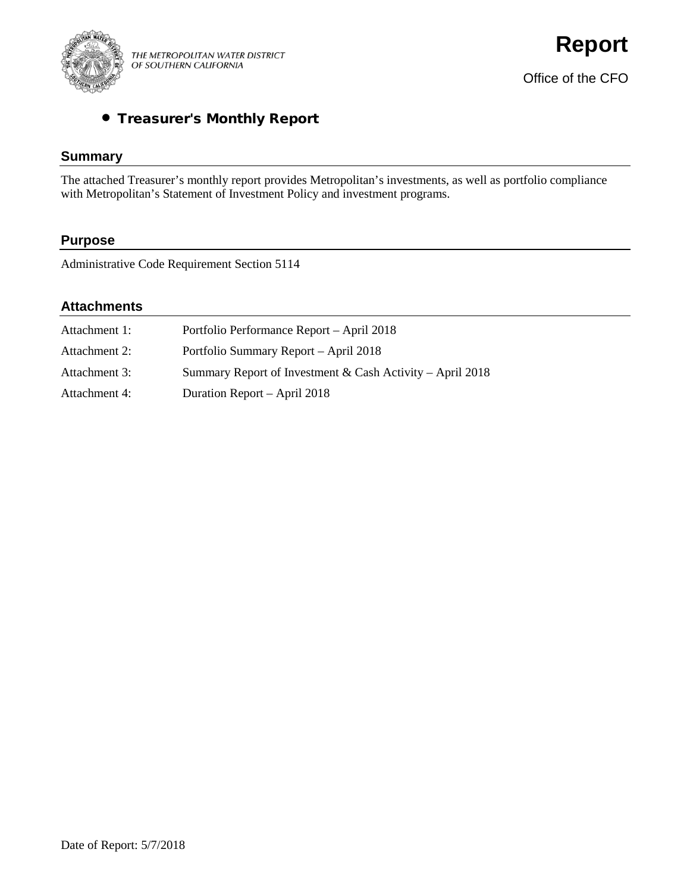THE METROPOLITAN WATER DISTRICT
OF SOUTHERN CALIFORNIA

# Report

Office of the CFO

- **Treasurer's Monthly Report**

## Summary

The attached Treasurer's monthly report provides Metropolitan's investments, as well as portfolio compliance with Metropolitan's Statement of Investment Policy and investment programs.

## Purpose

Administrative Code Requirement Section 5114

## Attachments

| | |
|---|---|
| Attachment 1: | Portfolio Performance Report – April 2018 |
| Attachment 2: | Portfolio Summary Report – April 2018 |
| Attachment 3: | Summary Report of Investment & Cash Activity – April 2018 |
| Attachment 4: | Duration Report – April 2018 |

Date of Report: 5/7/2018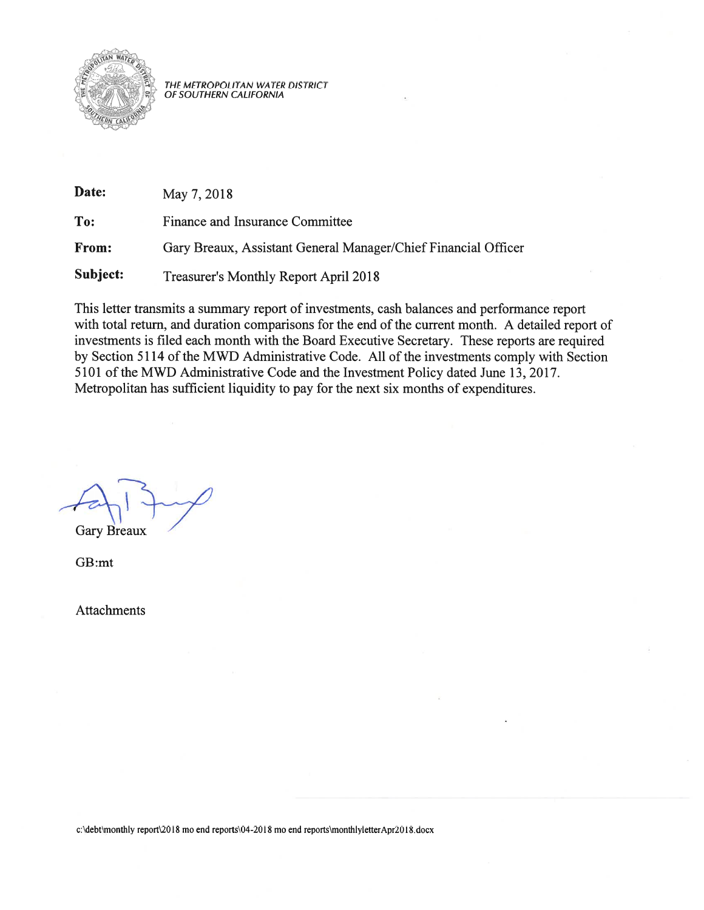THE METROPOLITAN WATER DISTRICT
OF SOUTHERN CALIFORNIA

**Date:** May 7, 2018

**To:** Finance and Insurance Committee

**From:** Gary Breaux, Assistant General Manager/Chief Financial Officer

**Subject:** Treasurer's Monthly Report April 2018

This letter transmits a summary report of investments, cash balances and performance report with total return, and duration comparisons for the end of the current month. A detailed report of investments is filed each month with the Board Executive Secretary. These reports are required by Section 5114 of the MWD Administrative Code. All of the investments comply with Section 5101 of the MWD Administrative Code and the Investment Policy dated June 13, 2017. Metropolitan has sufficient liquidity to pay for the next six months of expenditures.

Gary Breaux

GB:mt

Attachments

c:\debt\monthly report\2018 mo end reports\04-2018 mo end reports\monthlyletterApr2018.docx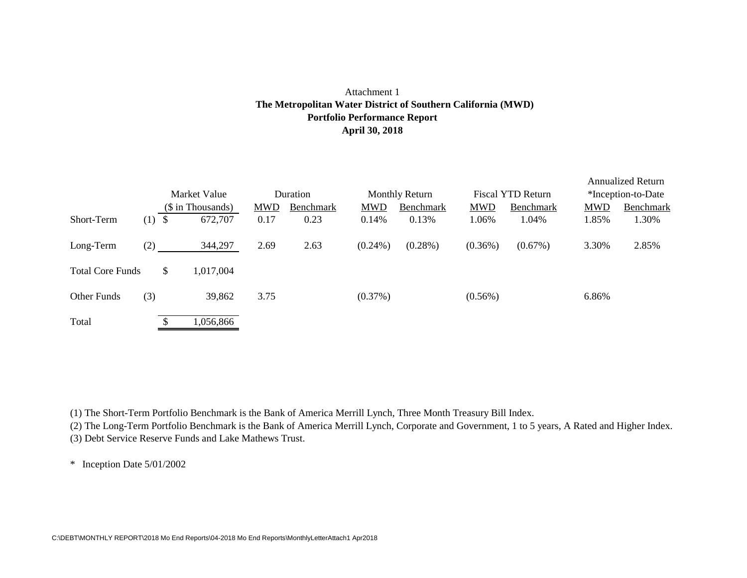Attachment 1

**The Metropolitan Water District of Southern California (MWD)**

**Portfolio Performance Report**

**April 30, 2018**

| | | Market Value ($ in Thousands) | Duration | | Monthly Return | | Fiscal YTD Return | | Annualized Return *Inception-to-Date | |
|---|---|---|---|---|---|---|---|---|---|---|
| | | | MWD | Benchmark | MWD | Benchmark | MWD | Benchmark | MWD | Benchmark |
| Short-Term | (1) | $ 672,707 | 0.17 | 0.23 | 0.14% | 0.13% | 1.06% | 1.04% | 1.85% | 1.30% |
| Long-Term | (2) | 344,297 | 2.69 | 2.63 | (0.24%) | (0.28%) | (0.36%) | (0.67%) | 3.30% | 2.85% |
| Total Core Funds | | $ 1,017,004 | | | | | | | | |
| Other Funds | (3) | 39,862 | 3.75 | | (0.37%) | | (0.56%) | | 6.86% | |
| Total | | $ 1,056,866 | | | | | | | | |

(1) The Short-Term Portfolio Benchmark is the Bank of America Merrill Lynch, Three Month Treasury Bill Index.

(2) The Long-Term Portfolio Benchmark is the Bank of America Merrill Lynch, Corporate and Government, 1 to 5 years, A Rated and Higher Index.

(3) Debt Service Reserve Funds and Lake Mathews Trust.

\* Inception Date 5/01/2002

C:\DEBT\MONTHLY REPORT\2018 Mo End Reports\04-2018 Mo End Reports\MonthlyLetterAttach1 Apr2018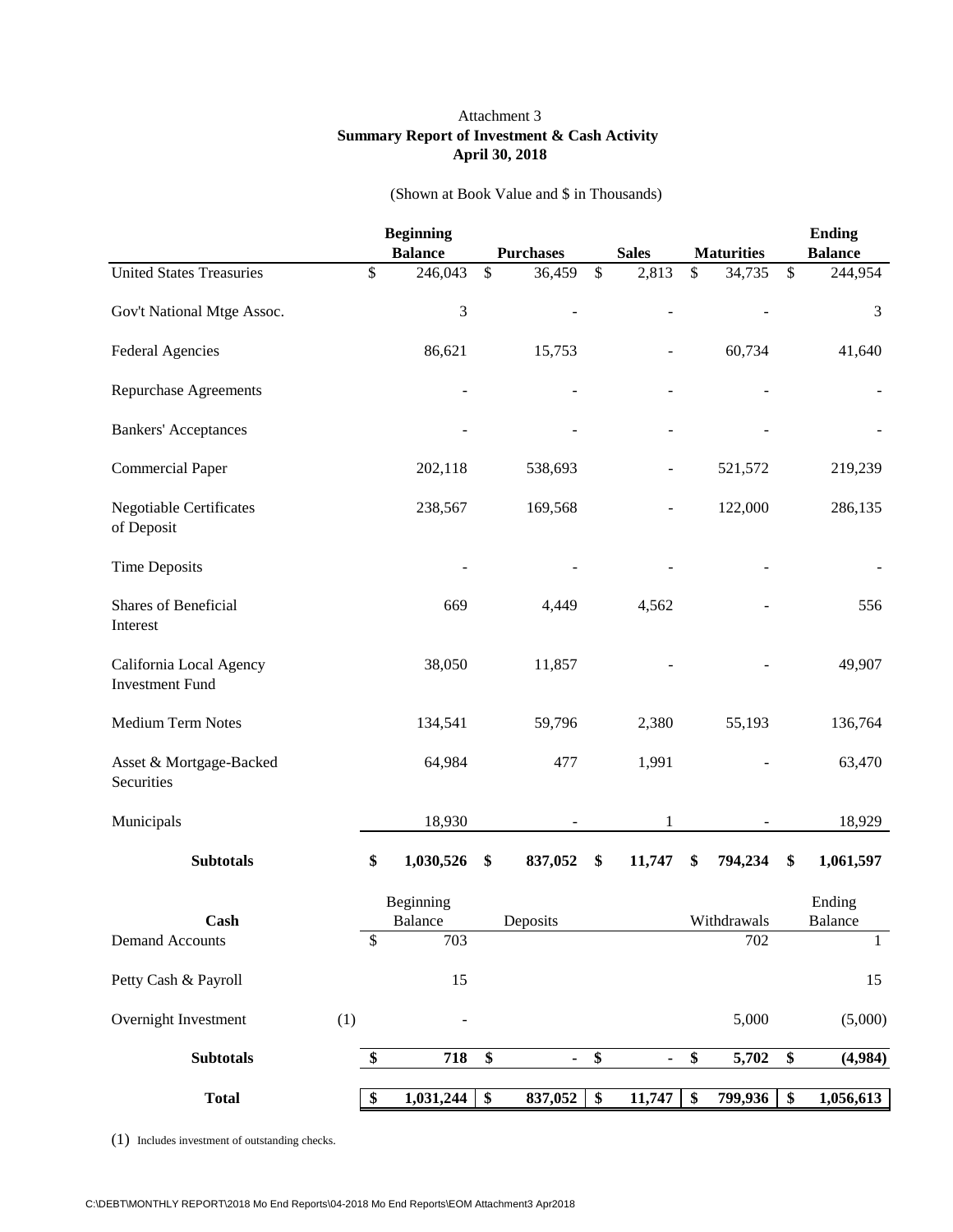Attachment 3

**Summary Report of Investment & Cash Activity**

**April 30, 2018**

(Shown at Book Value and $ in Thousands)

| | **Beginning Balance** | **Purchases** | **Sales** | **Maturities** | **Ending Balance** |
|---|---|---|---|---|---|
| United States Treasuries | $ 246,043 | $ 36,459 | $ 2,813 | $ 34,735 | $ 244,954 |
| Gov't National Mtge Assoc. | 3 | - | - | - | 3 |
| Federal Agencies | 86,621 | 15,753 | - | 60,734 | 41,640 |
| Repurchase Agreements | - | - | - | - | - |
| Bankers' Acceptances | - | - | - | - | - |
| Commercial Paper | 202,118 | 538,693 | - | 521,572 | 219,239 |
| Negotiable Certificates of Deposit | 238,567 | 169,568 | - | 122,000 | 286,135 |
| Time Deposits | - | - | - | - | - |
| Shares of Beneficial Interest | 669 | 4,449 | 4,562 | - | 556 |
| California Local Agency Investment Fund | 38,050 | 11,857 | - | - | 49,907 |
| Medium Term Notes | 134,541 | 59,796 | 2,380 | 55,193 | 136,764 |
| Asset & Mortgage-Backed Securities | 64,984 | 477 | 1,991 | - | 63,470 |
| Municipals | 18,930 | - | 1 | - | 18,929 |
| **Subtotals** | **$ 1,030,526** | **$ 837,052** | **$ 11,747** | **$ 794,234** | **$ 1,061,597** |
| **Cash** | Beginning Balance | Deposits | | Withdrawals | Ending Balance |
| Demand Accounts | $ 703 | | | 702 | 1 |
| Petty Cash & Payroll | 15 | | | | 15 |
| Overnight Investment (1) | - | | | 5,000 | (5,000) |
| **Subtotals** | **$ 718** | **$ -** | **$ -** | **$ 5,702** | **$ (4,984)** |
| **Total** | **$ 1,031,244** | **$ 837,052** | **$ 11,747** | **$ 799,936** | **$ 1,056,613** |

(1) Includes investment of outstanding checks.

C:\DEBT\MONTHLY REPORT\2018 Mo End Reports\04-2018 Mo End Reports\EOM Attachment3 Apr2018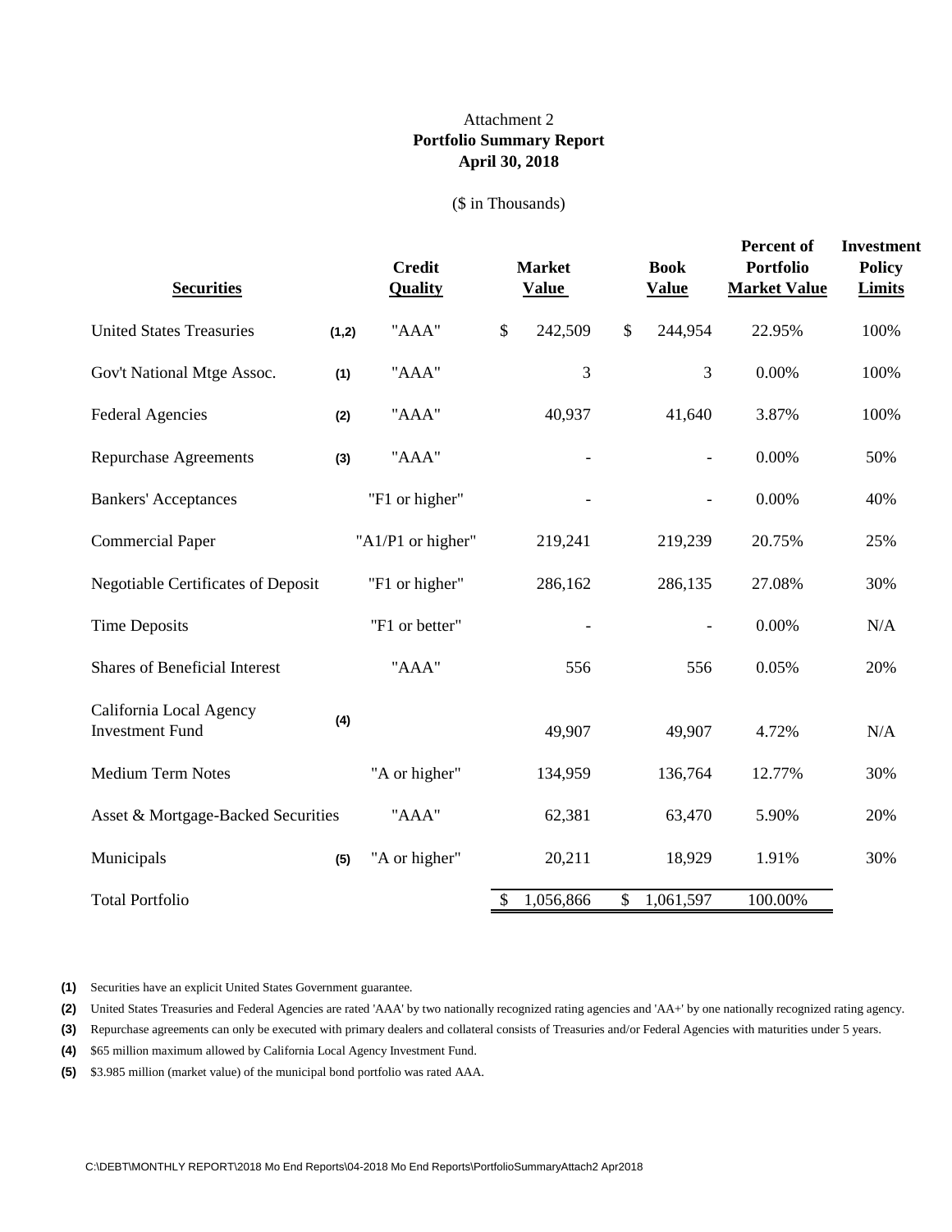Attachment 2

**Portfolio Summary Report**

**April 30, 2018**

($ in Thousands)

| Securities | | Credit Quality | Market Value | Book Value | Percent of Portfolio Market Value | Investment Policy Limits |
|---|---|---|---|---|---|---|
| United States Treasuries | (1,2) | "AAA" | $ 242,509 | $ 244,954 | 22.95% | 100% |
| Gov't National Mtge Assoc. | (1) | "AAA" | 3 | 3 | 0.00% | 100% |
| Federal Agencies | (2) | "AAA" | 40,937 | 41,640 | 3.87% | 100% |
| Repurchase Agreements | (3) | "AAA" | - | - | 0.00% | 50% |
| Bankers' Acceptances | | "F1 or higher" | - | - | 0.00% | 40% |
| Commercial Paper | | "A1/P1 or higher" | 219,241 | 219,239 | 20.75% | 25% |
| Negotiable Certificates of Deposit | | "F1 or higher" | 286,162 | 286,135 | 27.08% | 30% |
| Time Deposits | | "F1 or better" | - | - | 0.00% | N/A |
| Shares of Beneficial Interest | | "AAA" | 556 | 556 | 0.05% | 20% |
| California Local Agency Investment Fund | (4) | | 49,907 | 49,907 | 4.72% | N/A |
| Medium Term Notes | | "A or higher" | 134,959 | 136,764 | 12.77% | 30% |
| Asset & Mortgage-Backed Securities | | "AAA" | 62,381 | 63,470 | 5.90% | 20% |
| Municipals | (5) | "A or higher" | 20,211 | 18,929 | 1.91% | 30% |
| Total Portfolio | | | $ 1,056,866 | $ 1,061,597 | 100.00% | |

**(1)** Securities have an explicit United States Government guarantee.

**(2)** United States Treasuries and Federal Agencies are rated 'AAA' by two nationally recognized rating agencies and 'AA+' by one nationally recognized rating agency.

**(3)** Repurchase agreements can only be executed with primary dealers and collateral consists of Treasuries and/or Federal Agencies with maturities under 5 years.

**(4)** $65 million maximum allowed by California Local Agency Investment Fund.

**(5)** $3.985 million (market value) of the municipal bond portfolio was rated AAA.

C:\DEBT\MONTHLY REPORT\2018 Mo End Reports\04-2018 Mo End Reports\PortfolioSummaryAttach2 Apr2018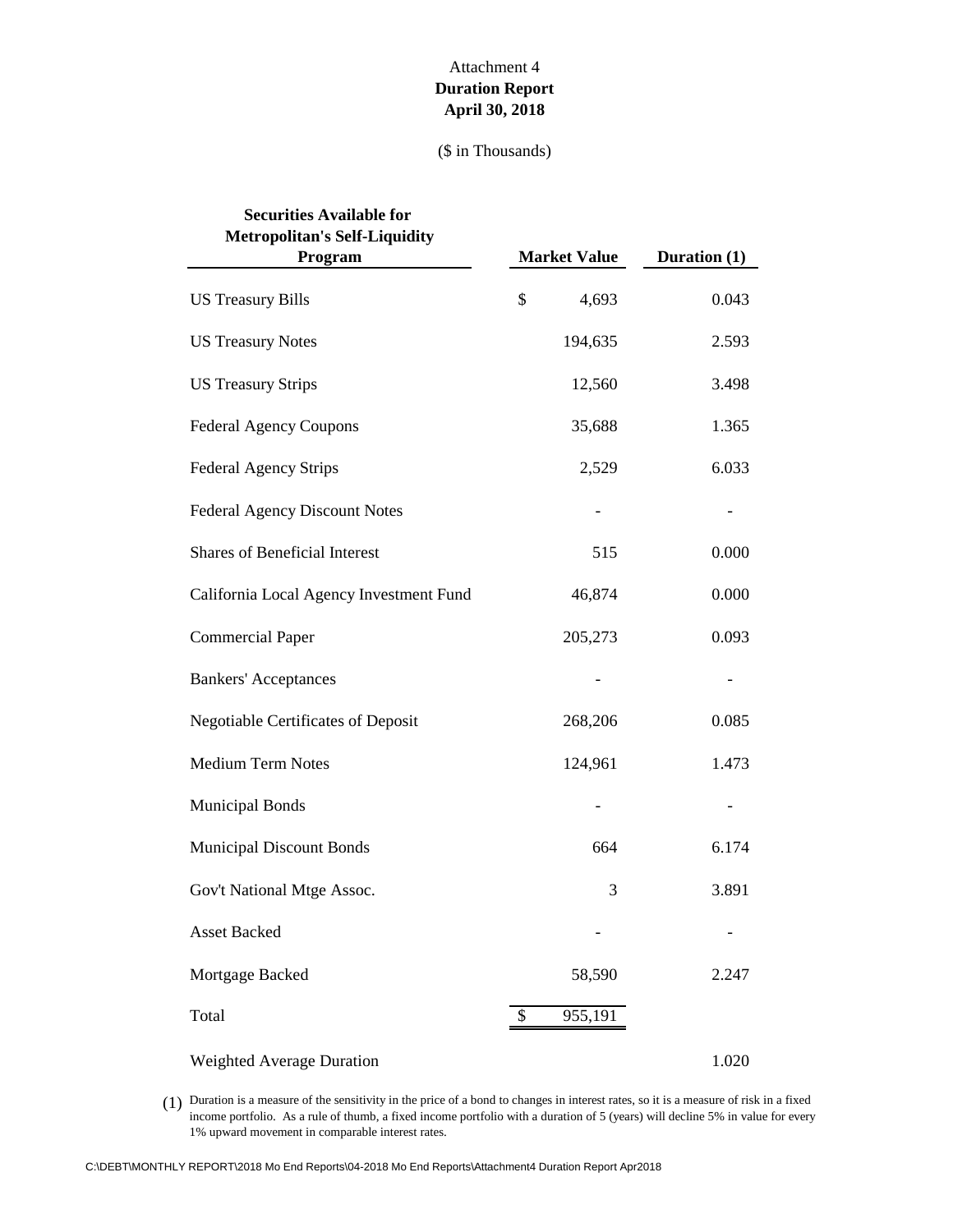Attachment 4

**Duration Report**

**April 30, 2018**

($ in Thousands)

| Securities Available for Metropolitan's Self-Liquidity Program | Market Value | Duration (1) |
|---|---|---|
| US Treasury Bills | $ 4,693 | 0.043 |
| US Treasury Notes | 194,635 | 2.593 |
| US Treasury Strips | 12,560 | 3.498 |
| Federal Agency Coupons | 35,688 | 1.365 |
| Federal Agency Strips | 2,529 | 6.033 |
| Federal Agency Discount Notes | - | - |
| Shares of Beneficial Interest | 515 | 0.000 |
| California Local Agency Investment Fund | 46,874 | 0.000 |
| Commercial Paper | 205,273 | 0.093 |
| Bankers' Acceptances | - | - |
| Negotiable Certificates of Deposit | 268,206 | 0.085 |
| Medium Term Notes | 124,961 | 1.473 |
| Municipal Bonds | - | - |
| Municipal Discount Bonds | 664 | 6.174 |
| Gov't National Mtge Assoc. | 3 | 3.891 |
| Asset Backed | - | - |
| Mortgage Backed | 58,590 | 2.247 |
| Total | $ 955,191 | |
| Weighted Average Duration | | 1.020 |

(1) Duration is a measure of the sensitivity in the price of a bond to changes in interest rates, so it is a measure of risk in a fixed income portfolio. As a rule of thumb, a fixed income portfolio with a duration of 5 (years) will decline 5% in value for every 1% upward movement in comparable interest rates.

C:\DEBT\MONTHLY REPORT\2018 Mo End Reports\04-2018 Mo End Reports\Attachment4 Duration Report Apr2018